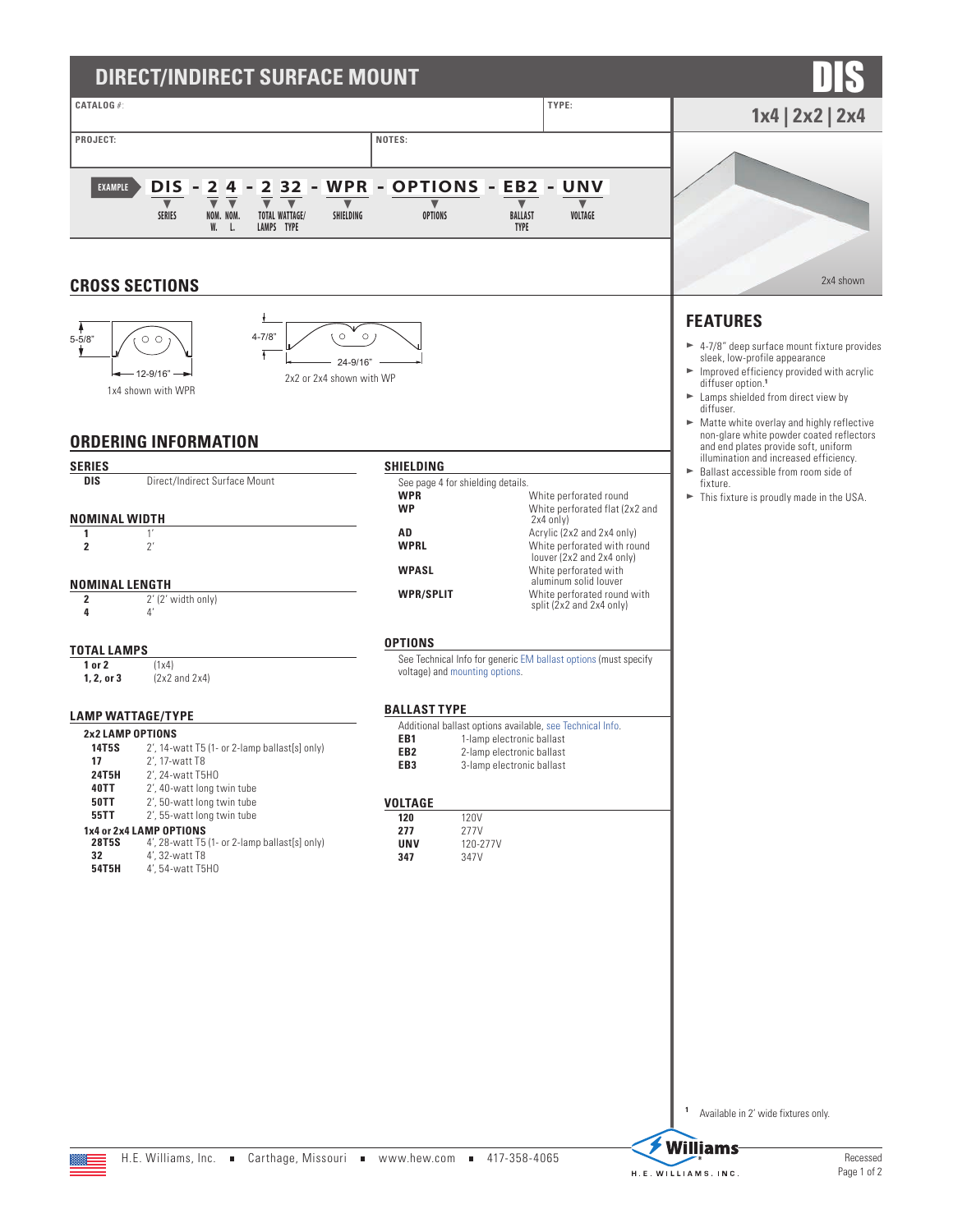# DIRECT/INDIRECT SURFACE MOUNT

# DIS

## 1x4 | 2x2 | 2x4

| CATALOG #: | | TYPE: |
|---|---|---|
| PROJECT: | NOTES: | |

EXAMPLE **DIS - 2 4 - 2 32 - WPR - OPTIONS - EB2 - UNV**

SERIES · NOM. W. · NOM. L. · TOTAL LAMPS · WATTAGE/TYPE · SHIELDING · OPTIONS · BALLAST TYPE · VOLTAGE

2x4 shown

## CROSS SECTIONS

5-5/8" · 12-9/16"

1x4 shown with WPR

4-7/8" · 24-9/16"

2x2 or 2x4 shown with WP

## FEATURES

- 4-7/8" deep surface mount fixture provides sleek, low-profile appearance
- Improved efficiency provided with acrylic diffuser option.[1]
- Lamps shielded from direct view by diffuser.
- Matte white overlay and highly reflective non-glare white powder coated reflectors and end plates provide soft, uniform illumination and increased efficiency.
- Ballast accessible from room side of fixture.
- This fixture is proudly made in the USA.

## ORDERING INFORMATION

### SERIES

| | |
|---|---|
| **DIS** | Direct/Indirect Surface Mount |

### NOMINAL WIDTH

| | |
|---|---|
| **1** | 1' |
| **2** | 2' |

### NOMINAL LENGTH

| | |
|---|---|
| **2** | 2' (2' width only) |
| **4** | 4' |

### TOTAL LAMPS

| | |
|---|---|
| **1 or 2** | (1x4) |
| **1, 2, or 3** | (2x2 and 2x4) |

### LAMP WATTAGE/TYPE

**2x2 LAMP OPTIONS**

| | |
|---|---|
| **14T5S** | 2', 14-watt T5 (1- or 2-lamp ballast[s] only) |
| **17** | 2', 17-watt T8 |
| **24T5H** | 2', 24-watt T5HO |
| **40TT** | 2', 40-watt long twin tube |
| **50TT** | 2', 50-watt long twin tube |
| **55TT** | 2', 55-watt long twin tube |

**1x4 or 2x4 LAMP OPTIONS**

| | |
|---|---|
| **28T5S** | 4', 28-watt T5 (1- or 2-lamp ballast[s] only) |
| **32** | 4', 32-watt T8 |
| **54T5H** | 4', 54-watt T5HO |

### SHIELDING

See page 4 for shielding details.

| | |
|---|---|
| **WPR** | White perforated round |
| **WP** | White perforated flat (2x2 and 2x4 only) |
| **AD** | Acrylic (2x2 and 2x4 only) |
| **WPRL** | White perforated with round louver (2x2 and 2x4 only) |
| **WPASL** | White perforated with aluminum solid louver |
| **WPR/SPLIT** | White perforated round with split (2x2 and 2x4 only) |

### OPTIONS

See Technical Info for generic EM ballast options (must specify voltage) and mounting options.

### BALLAST TYPE

Additional ballast options available, see Technical Info.

| | |
|---|---|
| **EB1** | 1-lamp electronic ballast |
| **EB2** | 2-lamp electronic ballast |
| **EB3** | 3-lamp electronic ballast |

### VOLTAGE

| | |
|---|---|
| **120** | 120V |
| **277** | 277V |
| **UNV** | 120-277V |
| **347** | 347V |

[1] Available in 2' wide fixtures only.

H.E. Williams, Inc. ■ Carthage, Missouri ■ www.hew.com ■ 417-358-4065

Recessed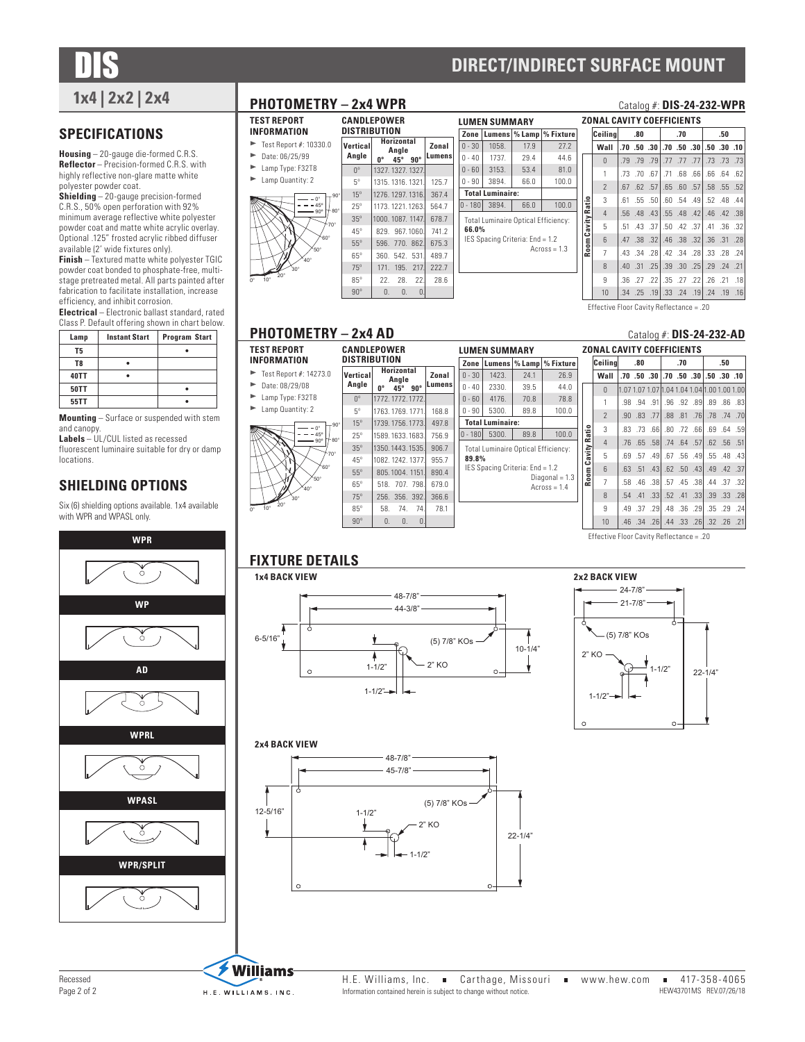# DIS

## DIRECT/INDIRECT SURFACE MOUNT

## 1x4 | 2x2 | 2x4

## SPECIFICATIONS

**Housing** – 20-gauge die-formed C.R.S.

**Reflector** – Precision-formed C.R.S. with highly reflective non-glare matte white polyester powder coat.

**Shielding** – 20-gauge precision-formed C.R.S., 50% open perforation with 92% minimum average reflective white polyester powder coat and matte white acrylic overlay. Optional .125" frosted acrylic ribbed diffuser available (2' wide fixtures only).

**Finish** – Textured matte white polyester TGIC powder coat bonded to phosphate-free, multi-stage pretreated metal. All parts painted after fabrication to facilitate installation, increase efficiency, and inhibit corrosion.

**Electrical** – Electronic ballast standard, rated Class P. Default offering shown in chart below.

| Lamp | Instant Start | Program Start |
|---|---|---|
| T5 | | • |
| T8 | • | |
| 40TT | • | |
| 50TT | | • |
| 55TT | | • |

**Mounting** – Surface or suspended with stem and canopy.

**Labels** – UL/CUL listed as recessed fluorescent luminaire suitable for dry or damp locations.

## SHIELDING OPTIONS

Six (6) shielding options available. 1x4 available with WPR and WPASL only.

WPR

WP

AD

WPRL

WPASL

WPR/SPLIT

## PHOTOMETRY – 2x4 WPR

Catalog #: **DIS-24-232-WPR**

### TEST REPORT INFORMATION

- Test Report #: 10330.0
- Date: 06/25/99
- Lamp Type: F32T8
- Lamp Quantity: 2

0° 10° 20° 30° 40° 50° 60° 70° 80° 90°
0°, 45°, 90°

### CANDLEPOWER DISTRIBUTION

| Vertical Angle | Horizontal Angle 0° | 45° | 90° | Zonal Lumens |
|---|---|---|---|---|
| 0° | 1327. | 1327. | 1327. | |
| 5° | 1315. | 1316. | 1321. | 125.7 |
| 15° | 1276. | 1297. | 1316. | 367.4 |
| 25° | 1173. | 1221. | 1263. | 564.7 |
| 35° | 1000. | 1087. | 1147. | 678.7 |
| 45° | 829. | 967. | 1060. | 741.2 |
| 55° | 596. | 770. | 862. | 675.3 |
| 65° | 360. | 542. | 531. | 489.7 |
| 75° | 171. | 195. | 217. | 222.7 |
| 85° | 22. | 28. | 22. | 28.6 |
| 90° | 0. | 0. | 0. | |

### LUMEN SUMMARY

| Zone | Lumens | % Lamp | % Fixture |
|---|---|---|---|
| 0 - 30 | 1058. | 17.9 | 27.2 |
| 0 - 40 | 1737. | 29.4 | 44.6 |
| 0 - 60 | 3153. | 53.4 | 81.0 |
| 0 - 90 | 3894. | 66.0 | 100.0 |
| **Total Luminaire:** | | | |
| 0 - 180 | 3894. | 66.0 | 100.0 |

Total Luminaire Optical Efficiency: **66.0%**

IES Spacing Criteria: End = 1.2, Across = 1.3

### ZONAL CAVITY COEFFICIENTS

| Ceiling | .80 | | | .70 | | | .50 | | |
|---|---|---|---|---|---|---|---|---|---|
| **Wall / Room Cavity Ratio** | .70 | .50 | .30 | .70 | .50 | .30 | .50 | .30 | .10 |
| 0 | .79 | .79 | .79 | .77 | .77 | .77 | .73 | .73 | .73 |
| 1 | .73 | .70 | .67 | .71 | .68 | .66 | .66 | .64 | .62 |
| 2 | .67 | .62 | .57 | .65 | .60 | .57 | .58 | .55 | .52 |
| 3 | .61 | .55 | .50 | .60 | .54 | .49 | .52 | .48 | .44 |
| 4 | .56 | .48 | .43 | .55 | .48 | .42 | .46 | .42 | .38 |
| 5 | .51 | .43 | .37 | .50 | .42 | .37 | .41 | .36 | .32 |
| 6 | .47 | .38 | .32 | .46 | .38 | .32 | .36 | .31 | .28 |
| 7 | .43 | .34 | .28 | .42 | .34 | .28 | .33 | .28 | .24 |
| 8 | .40 | .31 | .25 | .39 | .30 | .25 | .29 | .24 | .21 |
| 9 | .36 | .27 | .22 | .35 | .27 | .22 | .26 | .21 | .18 |
| 10 | .34 | .25 | .19 | .33 | .24 | .19 | .24 | .19 | .16 |

Effective Floor Cavity Reflectance = .20

## PHOTOMETRY – 2x4 AD

Catalog #: **DIS-24-232-AD**

### TEST REPORT INFORMATION

- Test Report #: 14273.0
- Date: 08/29/08
- Lamp Type: F32T8
- Lamp Quantity: 2

0° 10° 20° 30° 40° 50° 60° 70° 80° 90°
0°, 45°, 90°

### CANDLEPOWER DISTRIBUTION

| Vertical Angle | Horizontal Angle 0° | 45° | 90° | Zonal Lumens |
|---|---|---|---|---|
| 0° | 1772. | 1772. | 1772. | |
| 5° | 1763. | 1769. | 1771. | 168.8 |
| 15° | 1739. | 1756. | 1773. | 497.8 |
| 25° | 1589. | 1633. | 1683. | 756.9 |
| 35° | 1350. | 1443. | 1535. | 906.7 |
| 45° | 1082. | 1242. | 1377. | 955.7 |
| 55° | 805. | 1004. | 1151. | 890.4 |
| 65° | 518. | 707. | 798. | 679.0 |
| 75° | 256. | 356. | 392. | 366.6 |
| 85° | 58. | 74. | 74. | 78.1 |
| 90° | 0. | 0. | 0. | |

### LUMEN SUMMARY

| Zone | Lumens | % Lamp | % Fixture |
|---|---|---|---|
| 0 - 30 | 1423. | 24.1 | 26.9 |
| 0 - 40 | 2330. | 39.5 | 44.0 |
| 0 - 60 | 4176. | 70.8 | 78.8 |
| 0 - 90 | 5300. | 89.8 | 100.0 |
| **Total Luminaire:** | | | |
| 0 - 180 | 5300. | 89.8 | 100.0 |

Total Luminaire Optical Efficiency: **89.8%**

IES Spacing Criteria: End = 1.2, Diagonal = 1.3, Across = 1.4

### ZONAL CAVITY COEFFICIENTS

| Ceiling | .80 | | | .70 | | | .50 | | |
|---|---|---|---|---|---|---|---|---|---|
| **Wall / Room Cavity Ratio** | .70 | .50 | .30 | .70 | .50 | .30 | .50 | .30 | .10 |
| 0 | 1.07 | 1.07 | 1.07 | 1.04 | 1.04 | 1.04 | 1.00 | 1.00 | 1.00 |
| 1 | .98 | .94 | .91 | .96 | .92 | .89 | .89 | .86 | .83 |
| 2 | .90 | .83 | .77 | .88 | .81 | .76 | .78 | .74 | .70 |
| 3 | .83 | .73 | .66 | .80 | .72 | .66 | .69 | .64 | .59 |
| 4 | .76 | .65 | .58 | .74 | .64 | .57 | .62 | .56 | .51 |
| 5 | .69 | .57 | .49 | .67 | .56 | .49 | .55 | .48 | .43 |
| 6 | .63 | .51 | .43 | .62 | .50 | .43 | .49 | .42 | .37 |
| 7 | .58 | .46 | .38 | .57 | .45 | .38 | .44 | .37 | .32 |
| 8 | .54 | .41 | .33 | .52 | .41 | .33 | .39 | .33 | .28 |
| 9 | .49 | .37 | .29 | .48 | .36 | .29 | .35 | .29 | .24 |
| 10 | .46 | .34 | .26 | .44 | .33 | .26 | .32 | .26 | .21 |

Effective Floor Cavity Reflectance = .20

## FIXTURE DETAILS

### 1x4 BACK VIEW

48-7/8"
44-3/8"
6-5/16"
(5) 7/8" KOs
10-1/4"
1-1/2"
2" KO
1-1/2"

### 2x2 BACK VIEW

24-7/8"
21-7/8"
(5) 7/8" KOs
2" KO
1-1/2"
22-1/4"
1-1/2"

### 2x4 BACK VIEW

48-7/8"
45-7/8"
12-5/16"
1-1/2"
(5) 7/8" KOs
2" KO
22-1/4"
1-1/2"

Recessed

Williams
H.E. WILLIAMS, INC.

H.E. Williams, Inc. ▪ Carthage, Missouri ▪ www.hew.com ▪ 417-358-4065

Information contained herein is subject to change without notice.

HEW43701MS REV.07/26/18